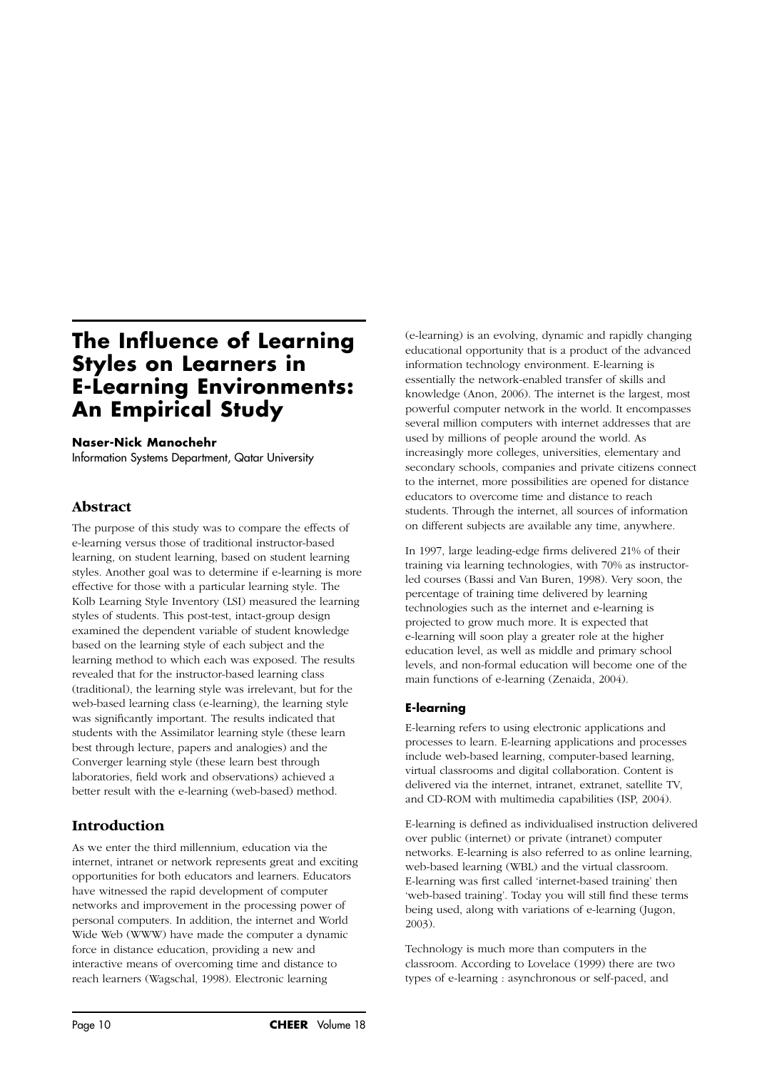# The Influence of Learning Styles on Learners in E-Learning Environments: An Empirical Study

**Naser-Nick Manochehr**
Information Systems Department, Qatar University

## Abstract

The purpose of this study was to compare the effects of e-learning versus those of traditional instructor-based learning, on student learning, based on student learning styles. Another goal was to determine if e-learning is more effective for those with a particular learning style. The Kolb Learning Style Inventory (LSI) measured the learning styles of students. This post-test, intact-group design examined the dependent variable of student knowledge based on the learning style of each subject and the learning method to which each was exposed. The results revealed that for the instructor-based learning class (traditional), the learning style was irrelevant, but for the web-based learning class (e-learning), the learning style was significantly important. The results indicated that students with the Assimilator learning style (these learn best through lecture, papers and analogies) and the Converger learning style (these learn best through laboratories, field work and observations) achieved a better result with the e-learning (web-based) method.

## Introduction

As we enter the third millennium, education via the internet, intranet or network represents great and exciting opportunities for both educators and learners. Educators have witnessed the rapid development of computer networks and improvement in the processing power of personal computers. In addition, the internet and World Wide Web (WWW) have made the computer a dynamic force in distance education, providing a new and interactive means of overcoming time and distance to reach learners (Wagschal, 1998). Electronic learning (e-learning) is an evolving, dynamic and rapidly changing educational opportunity that is a product of the advanced information technology environment. E-learning is essentially the network-enabled transfer of skills and knowledge (Anon, 2006). The internet is the largest, most powerful computer network in the world. It encompasses several million computers with internet addresses that are used by millions of people around the world. As increasingly more colleges, universities, elementary and secondary schools, companies and private citizens connect to the internet, more possibilities are opened for distance educators to overcome time and distance to reach students. Through the internet, all sources of information on different subjects are available any time, anywhere.

In 1997, large leading-edge firms delivered 21% of their training via learning technologies, with 70% as instructor-led courses (Bassi and Van Buren, 1998). Very soon, the percentage of training time delivered by learning technologies such as the internet and e-learning is projected to grow much more. It is expected that e-learning will soon play a greater role at the higher education level, as well as middle and primary school levels, and non-formal education will become one of the main functions of e-learning (Zenaida, 2004).

### E-learning

E-learning refers to using electronic applications and processes to learn. E-learning applications and processes include web-based learning, computer-based learning, virtual classrooms and digital collaboration. Content is delivered via the internet, intranet, extranet, satellite TV, and CD-ROM with multimedia capabilities (ISP, 2004).

E-learning is defined as individualised instruction delivered over public (internet) or private (intranet) computer networks. E-learning is also referred to as online learning, web-based learning (WBL) and the virtual classroom. E-learning was first called 'internet-based training' then 'web-based training'. Today you will still find these terms being used, along with variations of e-learning (Jugon, 2003).

Technology is much more than computers in the classroom. According to Lovelace (1999) there are two types of e-learning : asynchronous or self-paced, and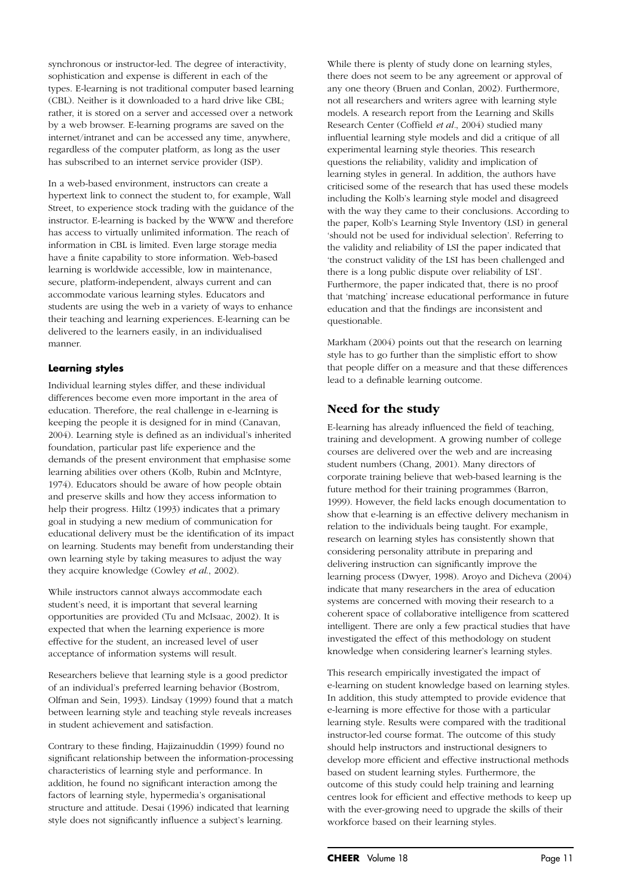synchronous or instructor-led. The degree of interactivity, sophistication and expense is different in each of the types. E-learning is not traditional computer based learning (CBL). Neither is it downloaded to a hard drive like CBL; rather, it is stored on a server and accessed over a network by a web browser. E-learning programs are saved on the internet/intranet and can be accessed any time, anywhere, regardless of the computer platform, as long as the user has subscribed to an internet service provider (ISP).

In a web-based environment, instructors can create a hypertext link to connect the student to, for example, Wall Street, to experience stock trading with the guidance of the instructor. E-learning is backed by the WWW and therefore has access to virtually unlimited information. The reach of information in CBL is limited. Even large storage media have a finite capability to store information. Web-based learning is worldwide accessible, low in maintenance, secure, platform-independent, always current and can accommodate various learning styles. Educators and students are using the web in a variety of ways to enhance their teaching and learning experiences. E-learning can be delivered to the learners easily, in an individualised manner.

### Learning styles

Individual learning styles differ, and these individual differences become even more important in the area of education. Therefore, the real challenge in e-learning is keeping the people it is designed for in mind (Canavan, 2004). Learning style is defined as an individual's inherited foundation, particular past life experience and the demands of the present environment that emphasise some learning abilities over others (Kolb, Rubin and McIntyre, 1974). Educators should be aware of how people obtain and preserve skills and how they access information to help their progress. Hiltz (1993) indicates that a primary goal in studying a new medium of communication for educational delivery must be the identification of its impact on learning. Students may benefit from understanding their own learning style by taking measures to adjust the way they acquire knowledge (Cowley *et al.*, 2002).

While instructors cannot always accommodate each student's need, it is important that several learning opportunities are provided (Tu and McIsaac, 2002). It is expected that when the learning experience is more effective for the student, an increased level of user acceptance of information systems will result.

Researchers believe that learning style is a good predictor of an individual's preferred learning behavior (Bostrom, Olfman and Sein, 1993). Lindsay (1999) found that a match between learning style and teaching style reveals increases in student achievement and satisfaction.

Contrary to these finding, Hajizainuddin (1999) found no significant relationship between the information-processing characteristics of learning style and performance. In addition, he found no significant interaction among the factors of learning style, hypermedia's organisational structure and attitude. Desai (1996) indicated that learning style does not significantly influence a subject's learning.

While there is plenty of study done on learning styles, there does not seem to be any agreement or approval of any one theory (Bruen and Conlan, 2002). Furthermore, not all researchers and writers agree with learning style models. A research report from the Learning and Skills Research Center (Coffield *et al*., 2004) studied many influential learning style models and did a critique of all experimental learning style theories. This research questions the reliability, validity and implication of learning styles in general. In addition, the authors have criticised some of the research that has used these models including the Kolb's learning style model and disagreed with the way they came to their conclusions. According to the paper, Kolb's Learning Style Inventory (LSI) in general 'should not be used for individual selection'. Referring to the validity and reliability of LSI the paper indicated that 'the construct validity of the LSI has been challenged and there is a long public dispute over reliability of LSI'. Furthermore, the paper indicated that, there is no proof that 'matching' increase educational performance in future education and that the findings are inconsistent and questionable.

Markham (2004) points out that the research on learning style has to go further than the simplistic effort to show that people differ on a measure and that these differences lead to a definable learning outcome.

## Need for the study

E-learning has already influenced the field of teaching, training and development. A growing number of college courses are delivered over the web and are increasing student numbers (Chang, 2001). Many directors of corporate training believe that web-based learning is the future method for their training programmes (Barron, 1999). However, the field lacks enough documentation to show that e-learning is an effective delivery mechanism in relation to the individuals being taught. For example, research on learning styles has consistently shown that considering personality attribute in preparing and delivering instruction can significantly improve the learning process (Dwyer, 1998). Aroyo and Dicheva (2004) indicate that many researchers in the area of education systems are concerned with moving their research to a coherent space of collaborative intelligence from scattered intelligent. There are only a few practical studies that have investigated the effect of this methodology on student knowledge when considering learner's learning styles.

This research empirically investigated the impact of e-learning on student knowledge based on learning styles. In addition, this study attempted to provide evidence that e-learning is more effective for those with a particular learning style. Results were compared with the traditional instructor-led course format. The outcome of this study should help instructors and instructional designers to develop more efficient and effective instructional methods based on student learning styles. Furthermore, the outcome of this study could help training and learning centres look for efficient and effective methods to keep up with the ever-growing need to upgrade the skills of their workforce based on their learning styles.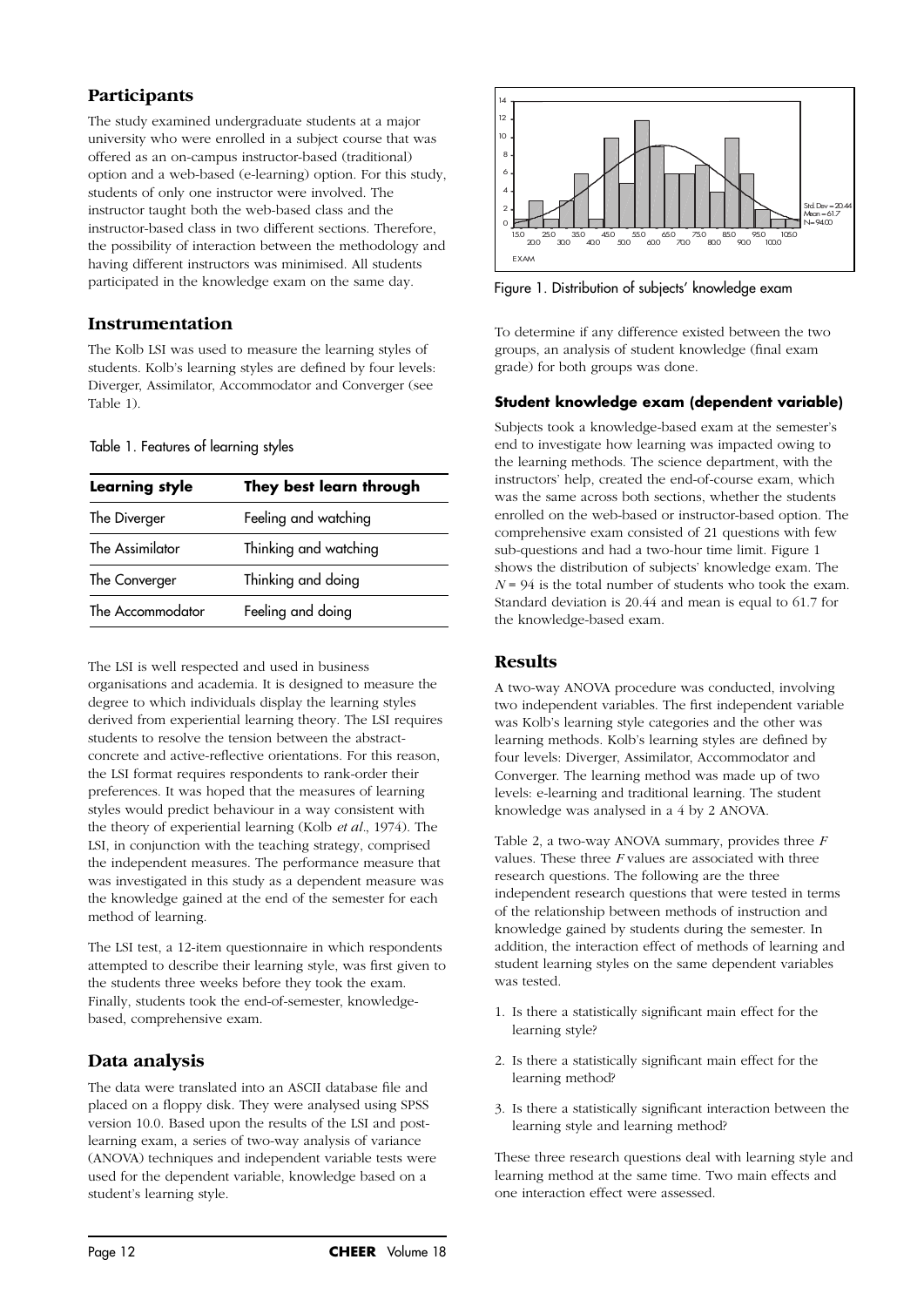## Participants

The study examined undergraduate students at a major university who were enrolled in a subject course that was offered as an on-campus instructor-based (traditional) option and a web-based (e-learning) option. For this study, students of only one instructor were involved. The instructor taught both the web-based class and the instructor-based class in two different sections. Therefore, the possibility of interaction between the methodology and having different instructors was minimised. All students participated in the knowledge exam on the same day.

## Instrumentation

The Kolb LSI was used to measure the learning styles of students. Kolb's learning styles are defined by four levels: Diverger, Assimilator, Accommodator and Converger (see Table 1).

Table 1. Features of learning styles

| Learning style | They best learn through |
|---|---|
| The Diverger | Feeling and watching |
| The Assimilator | Thinking and watching |
| The Converger | Thinking and doing |
| The Accommodator | Feeling and doing |

The LSI is well respected and used in business organisations and academia. It is designed to measure the degree to which individuals display the learning styles derived from experiential learning theory. The LSI requires students to resolve the tension between the abstract-concrete and active-reflective orientations. For this reason, the LSI format requires respondents to rank-order their preferences. It was hoped that the measures of learning styles would predict behaviour in a way consistent with the theory of experiential learning (Kolb *et al*., 1974). The LSI, in conjunction with the teaching strategy, comprised the independent measures. The performance measure that was investigated in this study as a dependent measure was the knowledge gained at the end of the semester for each method of learning.

The LSI test, a 12-item questionnaire in which respondents attempted to describe their learning style, was first given to the students three weeks before they took the exam. Finally, students took the end-of-semester, knowledge-based, comprehensive exam.

## Data analysis

The data were translated into an ASCII database file and placed on a floppy disk. They were analysed using SPSS version 10.0. Based upon the results of the LSI and post-learning exam, a series of two-way analysis of variance (ANOVA) techniques and independent variable tests were used for the dependent variable, knowledge based on a student's learning style.

Figure 1. Distribution of subjects' knowledge exam

To determine if any difference existed between the two groups, an analysis of student knowledge (final exam grade) for both groups was done.

### Student knowledge exam (dependent variable)

Subjects took a knowledge-based exam at the semester's end to investigate how learning was impacted owing to the learning methods. The science department, with the instructors' help, created the end-of-course exam, which was the same across both sections, whether the students enrolled on the web-based or instructor-based option. The comprehensive exam consisted of 21 questions with few sub-questions and had a two-hour time limit. Figure 1 shows the distribution of subjects' knowledge exam. The $N = 94$ is the total number of students who took the exam. Standard deviation is 20.44 and mean is equal to 61.7 for the knowledge-based exam.

## Results

A two-way ANOVA procedure was conducted, involving two independent variables. The first independent variable was Kolb's learning style categories and the other was learning methods. Kolb's learning styles are defined by four levels: Diverger, Assimilator, Accommodator and Converger. The learning method was made up of two levels: e-learning and traditional learning. The student knowledge was analysed in a 4 by 2 ANOVA.

Table 2, a two-way ANOVA summary, provides three $F$ values. These three $F$ values are associated with three research questions. The following are the three independent research questions that were tested in terms of the relationship between methods of instruction and knowledge gained by students during the semester. In addition, the interaction effect of methods of learning and student learning styles on the same dependent variables was tested.

1. Is there a statistically significant main effect for the learning style?
2. Is there a statistically significant main effect for the learning method?
3. Is there a statistically significant interaction between the learning style and learning method?

These three research questions deal with learning style and learning method at the same time. Two main effects and one interaction effect were assessed.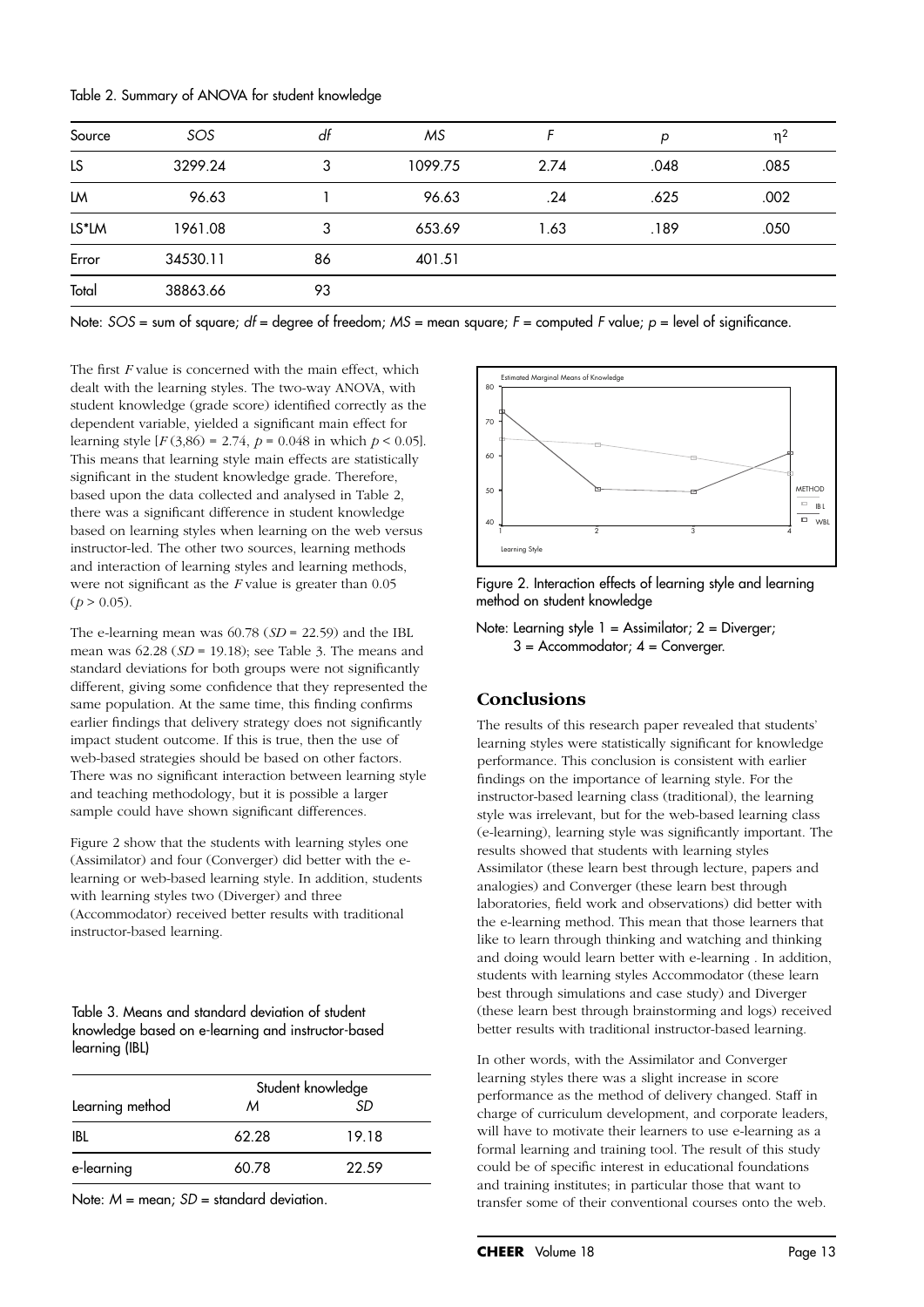Table 2. Summary of ANOVA for student knowledge

| Source | *SOS* | *df* | *MS* | *F* | *p* | $\eta^2$ |
|---|---|---|---|---|---|---|
| LS | 3299.24 | 3 | 1099.75 | 2.74 | .048 | .085 |
| LM | 96.63 | 1 | 96.63 | .24 | .625 | .002 |
| LS*LM | 1961.08 | 3 | 653.69 | 1.63 | .189 | .050 |
| Error | 34530.11 | 86 | 401.51 | | | |
| Total | 38863.66 | 93 | | | | |

Note: *SOS* = sum of square; *df* = degree of freedom; *MS* = mean square; *F* = computed *F* value; *p* = level of significance.

The first *F* value is concerned with the main effect, which dealt with the learning styles. The two-way ANOVA, with student knowledge (grade score) identified correctly as the dependent variable, yielded a significant main effect for learning style [$F(3,86) = 2.74$, $p = 0.048$ in which $p < 0.05$]. This means that learning style main effects are statistically significant in the student knowledge grade. Therefore, based upon the data collected and analysed in Table 2, there was a significant difference in student knowledge based on learning styles when learning on the web versus instructor-led. The other two sources, learning methods and interaction of learning styles and learning methods, were not significant as the *F* value is greater than 0.05 ($p > 0.05$).

The e-learning mean was 60.78 ($SD = 22.59$) and the IBL mean was 62.28 ($SD = 19.18$); see Table 3. The means and standard deviations for both groups were not significantly different, giving some confidence that they represented the same population. At the same time, this finding confirms earlier findings that delivery strategy does not significantly impact student outcome. If this is true, then the use of web-based strategies should be based on other factors. There was no significant interaction between learning style and teaching methodology, but it is possible a larger sample could have shown significant differences.

Figure 2 show that the students with learning styles one (Assimilator) and four (Converger) did better with the e-learning or web-based learning style. In addition, students with learning styles two (Diverger) and three (Accommodator) received better results with traditional instructor-based learning.

Table 3. Means and standard deviation of student knowledge based on e-learning and instructor-based learning (IBL)

| Learning method | Student knowledge | |
|---|---|---|
| | *M* | *SD* |
| IBL | 62.28 | 19.18 |
| e-learning | 60.78 | 22.59 |

Note: *M* = mean; *SD* = standard deviation.

Figure 2. Interaction effects of learning style and learning method on student knowledge

Note: Learning style 1 = Assimilator; 2 = Diverger; 3 = Accommodator; 4 = Converger.

## Conclusions

The results of this research paper revealed that students' learning styles were statistically significant for knowledge performance. This conclusion is consistent with earlier findings on the importance of learning style. For the instructor-based learning class (traditional), the learning style was irrelevant, but for the web-based learning class (e-learning), learning style was significantly important. The results showed that students with learning styles Assimilator (these learn best through lecture, papers and analogies) and Converger (these learn best through laboratories, field work and observations) did better with the e-learning method. This mean that those learners that like to learn through thinking and watching and thinking and doing would learn better with e-learning . In addition, students with learning styles Accommodator (these learn best through simulations and case study) and Diverger (these learn best through brainstorming and logs) received better results with traditional instructor-based learning.

In other words, with the Assimilator and Converger learning styles there was a slight increase in score performance as the method of delivery changed. Staff in charge of curriculum development, and corporate leaders, will have to motivate their learners to use e-learning as a formal learning and training tool. The result of this study could be of specific interest in educational foundations and training institutes; in particular those that want to transfer some of their conventional courses onto the web.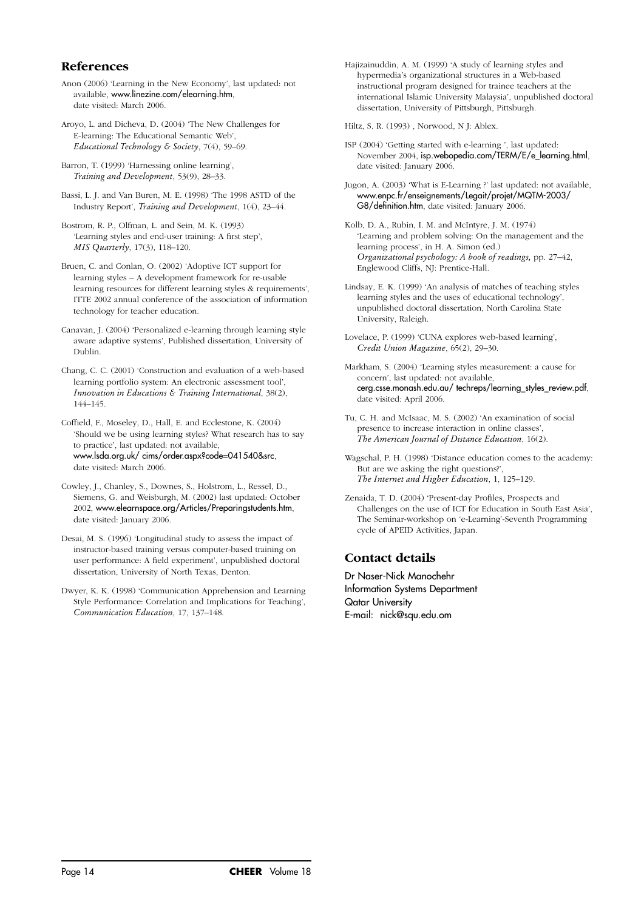## References

Anon (2006) 'Learning in the New Economy', last updated: not available, www.linezine.com/elearning.htm, date visited: March 2006.

Aroyo, L. and Dicheva, D. (2004) 'The New Challenges for E-learning: The Educational Semantic Web', *Educational Technology & Society*, 7(4), 59–69.

Barron, T. (1999) 'Harnessing online learning', *Training and Development*, 53(9), 28–33.

Bassi, L. J. and Van Buren, M. E. (1998) 'The 1998 ASTD of the Industry Report', *Training and Development*, 1(4), 23–44.

Bostrom, R. P., Olfman, L. and Sein, M. K. (1993) 'Learning styles and end-user training: A first step', *MIS Quarterly*, 17(3), 118–120.

Bruen, C. and Conlan, O. (2002) 'Adoptive ICT support for learning styles – A development framework for re-usable learning resources for different learning styles & requirements', ITTE 2002 annual conference of the association of information technology for teacher education.

Canavan, J. (2004) 'Personalized e-learning through learning style aware adaptive systems', Published dissertation, University of Dublin.

Chang, C. C. (2001) 'Construction and evaluation of a web-based learning portfolio system: An electronic assessment tool', *Innovation in Educations & Training International*, 38(2), 144–145.

Coffield, F., Moseley, D., Hall, E. and Ecclestone, K. (2004) 'Should we be using learning styles? What research has to say to practice', last updated: not available, www.lsda.org.uk/ cims/order.aspx?code=041540&src, date visited: March 2006.

Cowley, J., Chanley, S., Downes, S., Holstrom, L., Ressel, D., Siemens, G. and Weisburgh, M. (2002) last updated: October 2002, www.elearnspace.org/Articles/Preparingstudents.htm, date visited: January 2006.

Desai, M. S. (1996) 'Longitudinal study to assess the impact of instructor-based training versus computer-based training on user performance: A field experiment', unpublished doctoral dissertation, University of North Texas, Denton.

Dwyer, K. K. (1998) 'Communication Apprehension and Learning Style Performance: Correlation and Implications for Teaching', *Communication Education*, 17, 137–148.

Hajizainuddin, A. M. (1999) 'A study of learning styles and hypermedia's organizational structures in a Web-based instructional program designed for trainee teachers at the international Islamic University Malaysia', unpublished doctoral dissertation, University of Pittsburgh, Pittsburgh.

Hiltz, S. R. (1993) , Norwood, N J: Ablex.

ISP (2004) 'Getting started with e-learning ', last updated: November 2004, isp.webopedia.com/TERM/E/e_learning.html, date visited: January 2006.

Jugon, A. (2003) 'What is E-Learning ?' last updated: not available, www.enpc.fr/enseignements/Legait/projet/MQTM-2003/G8/definition.htm, date visited: January 2006.

Kolb, D. A., Rubin, I. M. and McIntyre, J. M. (1974) 'Learning and problem solving: On the management and the learning process', in H. A. Simon (ed.) *Organizational psychology: A book of readings,* pp. 27–42, Englewood Cliffs, NJ: Prentice-Hall.

Lindsay, E. K. (1999) 'An analysis of matches of teaching styles learning styles and the uses of educational technology', unpublished doctoral dissertation, North Carolina State University, Raleigh.

Lovelace, P. (1999) 'CUNA explores web-based learning', *Credit Union Magazine*, 65(2), 29–30.

Markham, S. (2004) 'Learning styles measurement: a cause for concern', last updated: not available, cerg.csse.monash.edu.au/ techreps/learning_styles_review.pdf, date visited: April 2006.

Tu, C. H. and McIsaac, M. S. (2002) 'An examination of social presence to increase interaction in online classes', *The American Journal of Distance Education*, 16(2).

Wagschal, P. H. (1998) 'Distance education comes to the academy: But are we asking the right questions?', *The Internet and Higher Education*, 1, 125–129.

Zenaida, T. D. (2004) 'Present-day Profiles, Prospects and Challenges on the use of ICT for Education in South East Asia', The Seminar-workshop on 'e-Learning'-Seventh Programming cycle of APEID Activities, Japan.

## Contact details

Dr Naser-Nick Manochehr
Information Systems Department
Qatar University
E-mail: nick@squ.edu.om